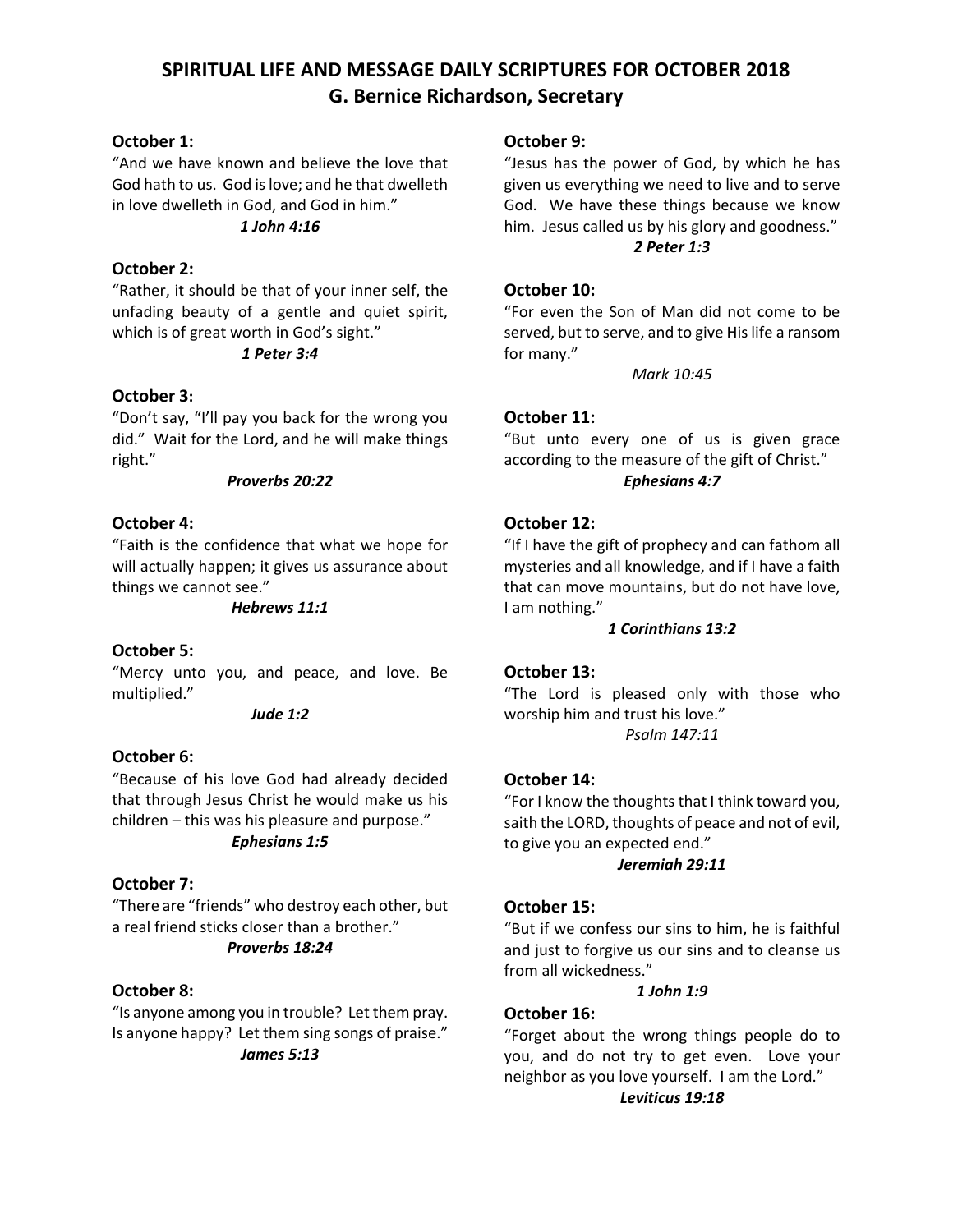# SPIRITUAL LIFE AND MESSAGE DAILY SCRIPTURES FOR OCTOBER 2018
## G. Bernice Richardson, Secretary

**October 1:**
"And we have known and believe the love that God hath to us. God is love; and he that dwelleth in love dwelleth in God, and God in him."
***1 John 4:16***

**October 2:**
"Rather, it should be that of your inner self, the unfading beauty of a gentle and quiet spirit, which is of great worth in God's sight."
***1 Peter 3:4***

**October 3:**
"Don't say, "I'll pay you back for the wrong you did." Wait for the Lord, and he will make things right."
***Proverbs 20:22***

**October 4:**
"Faith is the confidence that what we hope for will actually happen; it gives us assurance about things we cannot see."
***Hebrews 11:1***

**October 5:**
"Mercy unto you, and peace, and love. Be multiplied."
***Jude 1:2***

**October 6:**
"Because of his love God had already decided that through Jesus Christ he would make us his children – this was his pleasure and purpose."
***Ephesians 1:5***

**October 7:**
"There are "friends" who destroy each other, but a real friend sticks closer than a brother."
***Proverbs 18:24***

**October 8:**
"Is anyone among you in trouble? Let them pray. Is anyone happy? Let them sing songs of praise."
***James 5:13***

**October 9:**
"Jesus has the power of God, by which he has given us everything we need to live and to serve God. We have these things because we know him. Jesus called us by his glory and goodness."
***2 Peter 1:3***

**October 10:**
"For even the Son of Man did not come to be served, but to serve, and to give His life a ransom for many."
*Mark 10:45*

**October 11:**
"But unto every one of us is given grace according to the measure of the gift of Christ."
***Ephesians 4:7***

**October 12:**
"If I have the gift of prophecy and can fathom all mysteries and all knowledge, and if I have a faith that can move mountains, but do not have love, I am nothing."
***1 Corinthians 13:2***

**October 13:**
"The Lord is pleased only with those who worship him and trust his love."
*Psalm 147:11*

**October 14:**
"For I know the thoughts that I think toward you, saith the LORD, thoughts of peace and not of evil, to give you an expected end."
***Jeremiah 29:11***

**October 15:**
"But if we confess our sins to him, he is faithful and just to forgive us our sins and to cleanse us from all wickedness."
***1 John 1:9***

**October 16:**
"Forget about the wrong things people do to you, and do not try to get even. Love your neighbor as you love yourself. I am the Lord."
***Leviticus 19:18***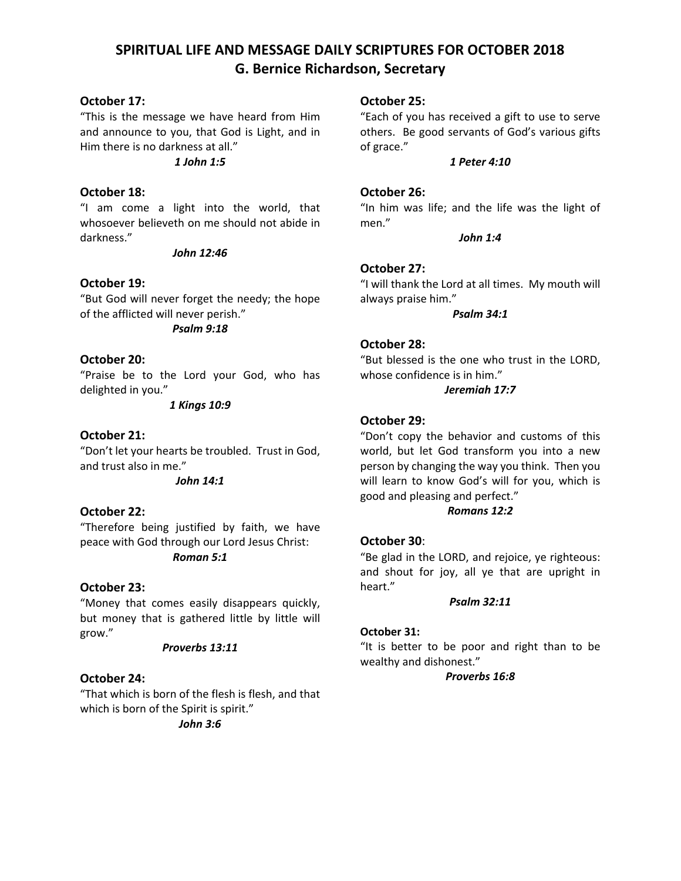# SPIRITUAL LIFE AND MESSAGE DAILY SCRIPTURES FOR OCTOBER 2018
## G. Bernice Richardson, Secretary

### October 17:
"This is the message we have heard from Him and announce to you, that God is Light, and in Him there is no darkness at all."

***1 John 1:5***

### October 18:
"I am come a light into the world, that whosoever believeth on me should not abide in darkness."

***John 12:46***

### October 19:
"But God will never forget the needy; the hope of the afflicted will never perish."

***Psalm 9:18***

### October 20:
"Praise be to the Lord your God, who has delighted in you."

***1 Kings 10:9***

### October 21:
"Don't let your hearts be troubled. Trust in God, and trust also in me."

***John 14:1***

### October 22:
"Therefore being justified by faith, we have peace with God through our Lord Jesus Christ:

***Roman 5:1***

### October 23:
"Money that comes easily disappears quickly, but money that is gathered little by little will grow."

***Proverbs 13:11***

### October 24:
"That which is born of the flesh is flesh, and that which is born of the Spirit is spirit."

***John 3:6***

### October 25:
"Each of you has received a gift to use to serve others. Be good servants of God's various gifts of grace."

***1 Peter 4:10***

### October 26:
"In him was life; and the life was the light of men."

***John 1:4***

### October 27:
"I will thank the Lord at all times. My mouth will always praise him."

***Psalm 34:1***

### October 28:
"But blessed is the one who trust in the LORD, whose confidence is in him."

***Jeremiah 17:7***

### October 29:
"Don't copy the behavior and customs of this world, but let God transform you into a new person by changing the way you think. Then you will learn to know God's will for you, which is good and pleasing and perfect."

***Romans 12:2***

### October 30:
"Be glad in the LORD, and rejoice, ye righteous: and shout for joy, all ye that are upright in heart."

***Psalm 32:11***

### October 31:
"It is better to be poor and right than to be wealthy and dishonest."

***Proverbs 16:8***